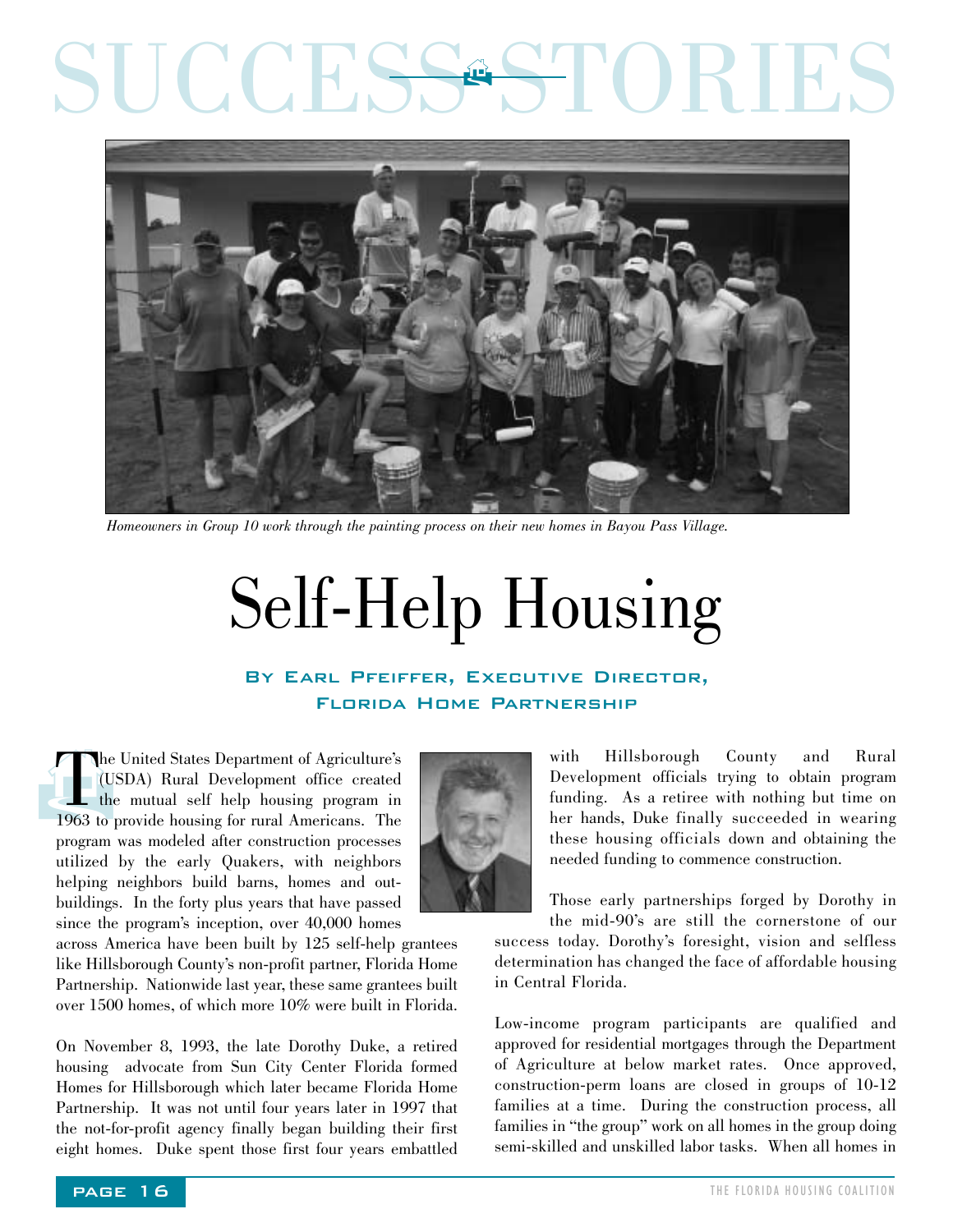# SUCCESS STORIES

*Homeowners in Group 10 work through the painting process on their new homes in Bayou Pass Village.*

# Self-Help Housing

### By Earl Pfeiffer, Executive Director, Florida Home Partnership

The United States Department of Agriculture's (USDA) Rural Development office created the mutual self help housing program in 1963 to provide housing for rural Americans. The program was modeled after construction processes utilized by the early Quakers, with neighbors helping neighbors build barns, homes and outbuildings. In the forty plus years that have passed since the program's inception, over 40,000 homes across America have been built by 125 self-help grantees like Hillsborough County's non-profit partner, Florida Home Partnership. Nationwide last year, these same grantees built over 1500 homes, of which more 10% were built in Florida.

On November 8, 1993, the late Dorothy Duke, a retired housing advocate from Sun City Center Florida formed Homes for Hillsborough which later became Florida Home Partnership. It was not until four years later in 1997 that the not-for-profit agency finally began building their first eight homes. Duke spent those first four years embattled with Hillsborough County and Rural Development officials trying to obtain program funding. As a retiree with nothing but time on her hands, Duke finally succeeded in wearing these housing officials down and obtaining the needed funding to commence construction.

Those early partnerships forged by Dorothy in the mid-90's are still the cornerstone of our success today. Dorothy's foresight, vision and selfless determination has changed the face of affordable housing in Central Florida.

Low-income program participants are qualified and approved for residential mortgages through the Department of Agriculture at below market rates. Once approved, construction-perm loans are closed in groups of 10-12 families at a time. During the construction process, all families in "the group" work on all homes in the group doing semi-skilled and unskilled labor tasks. When all homes in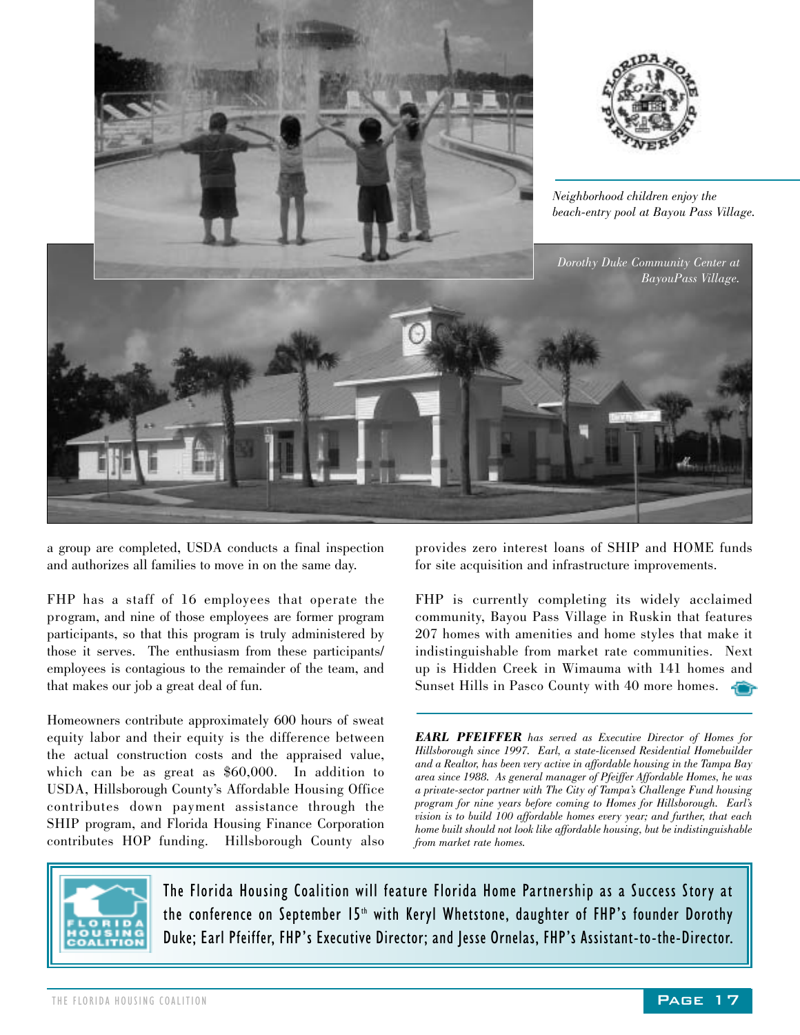Neighborhood children enjoy the beach-entry pool at Bayou Pass Village.

Dorothy Duke Community Center at BayouPass Village.

a group are completed, USDA conducts a final inspection and authorizes all families to move in on the same day.

FHP has a staff of 16 employees that operate the program, and nine of those employees are former program participants, so that this program is truly administered by those it serves. The enthusiasm from these participants/employees is contagious to the remainder of the team, and that makes our job a great deal of fun.

Homeowners contribute approximately 600 hours of sweat equity labor and their equity is the difference between the actual construction costs and the appraised value, which can be as great as $60,000. In addition to USDA, Hillsborough County's Affordable Housing Office contributes down payment assistance through the SHIP program, and Florida Housing Finance Corporation contributes HOP funding. Hillsborough County also provides zero interest loans of SHIP and HOME funds for site acquisition and infrastructure improvements.

FHP is currently completing its widely acclaimed community, Bayou Pass Village in Ruskin that features 207 homes with amenities and home styles that make it indistinguishable from market rate communities. Next up is Hidden Creek in Wimauma with 141 homes and Sunset Hills in Pasco County with 40 more homes.

***EARL PFEIFFER** has served as Executive Director of Homes for Hillsborough since 1997. Earl, a state-licensed Residential Homebuilder and a Realtor, has been very active in affordable housing in the Tampa Bay area since 1988. As general manager of Pfeiffer Affordable Homes, he was a private-sector partner with The City of Tampa's Challenge Fund housing program for nine years before coming to Homes for Hillsborough. Earl's vision is to build 100 affordable homes every year; and further, that each home built should not look like affordable housing, but be indistinguishable from market rate homes.*

The Florida Housing Coalition will feature Florida Home Partnership as a Success Story at the conference on September 15th with Keryl Whetstone, daughter of FHP's founder Dorothy Duke; Earl Pfeiffer, FHP's Executive Director; and Jesse Ornelas, FHP's Assistant-to-the-Director.